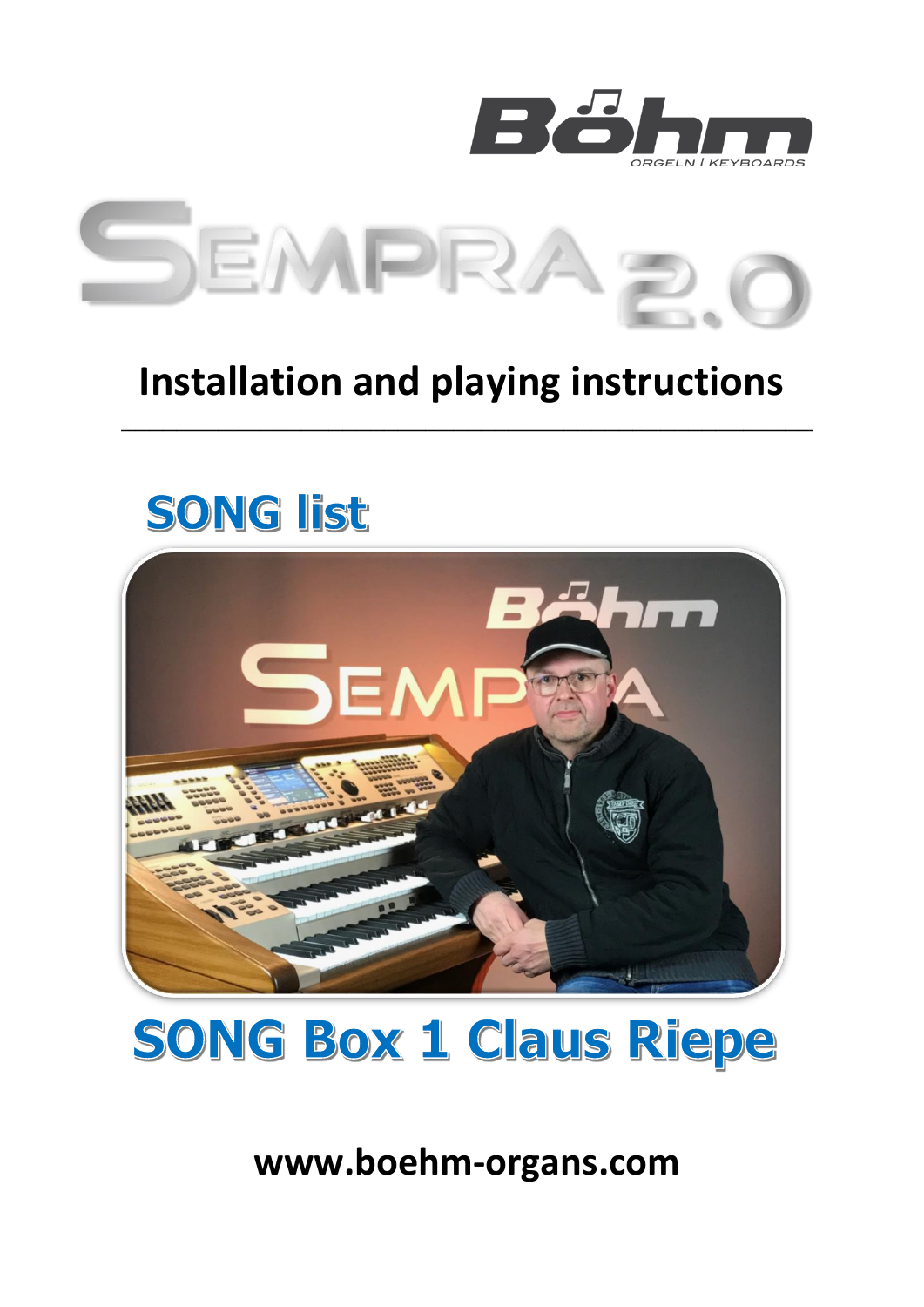Böhm

ORGELN | KEYBOARDS

# SEMPRA 2.0

## Installation and playing instructions

## SONG list

## SONG Box 1 Claus Riepe

**www.boehm-organs.com**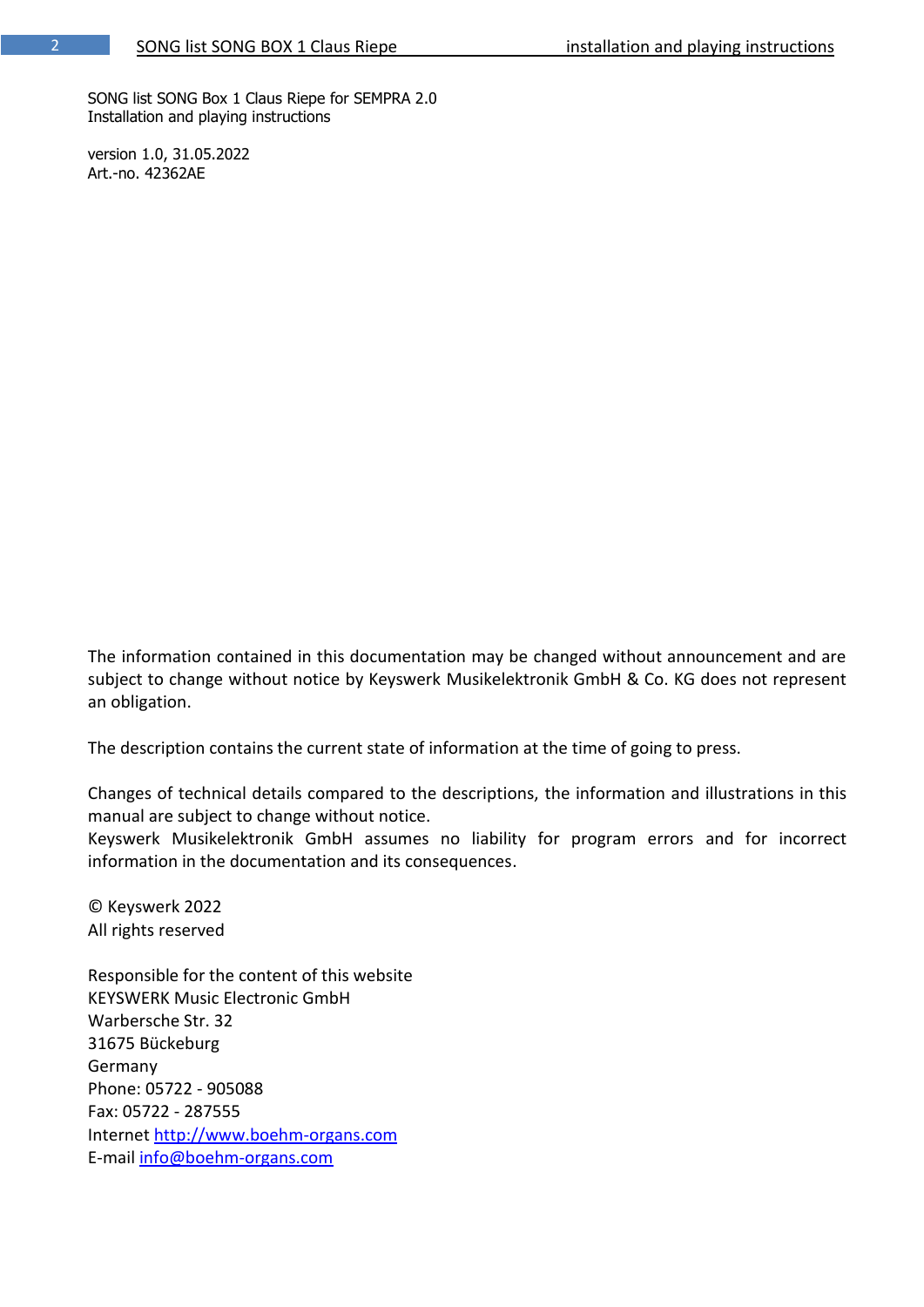SONG list SONG Box 1 Claus Riepe for SEMPRA 2.0
Installation and playing instructions

version 1.0, 31.05.2022
Art.-no. 42362AE

The information contained in this documentation may be changed without announcement and are subject to change without notice by Keyswerk Musikelektronik GmbH & Co. KG does not represent an obligation.

The description contains the current state of information at the time of going to press.

Changes of technical details compared to the descriptions, the information and illustrations in this manual are subject to change without notice.
Keyswerk Musikelektronik GmbH assumes no liability for program errors and for incorrect information in the documentation and its consequences.

© Keyswerk 2022
All rights reserved

Responsible for the content of this website
KEYSWERK Music Electronic GmbH
Warbersche Str. 32
31675 Bückeburg
Germany
Phone: 05722 - 905088
Fax: 05722 - 287555
Internet [http://www.boehm-organs.com](http://www.boehm-organs.com)
E-mail [info@boehm-organs.com](mailto:info@boehm-organs.com)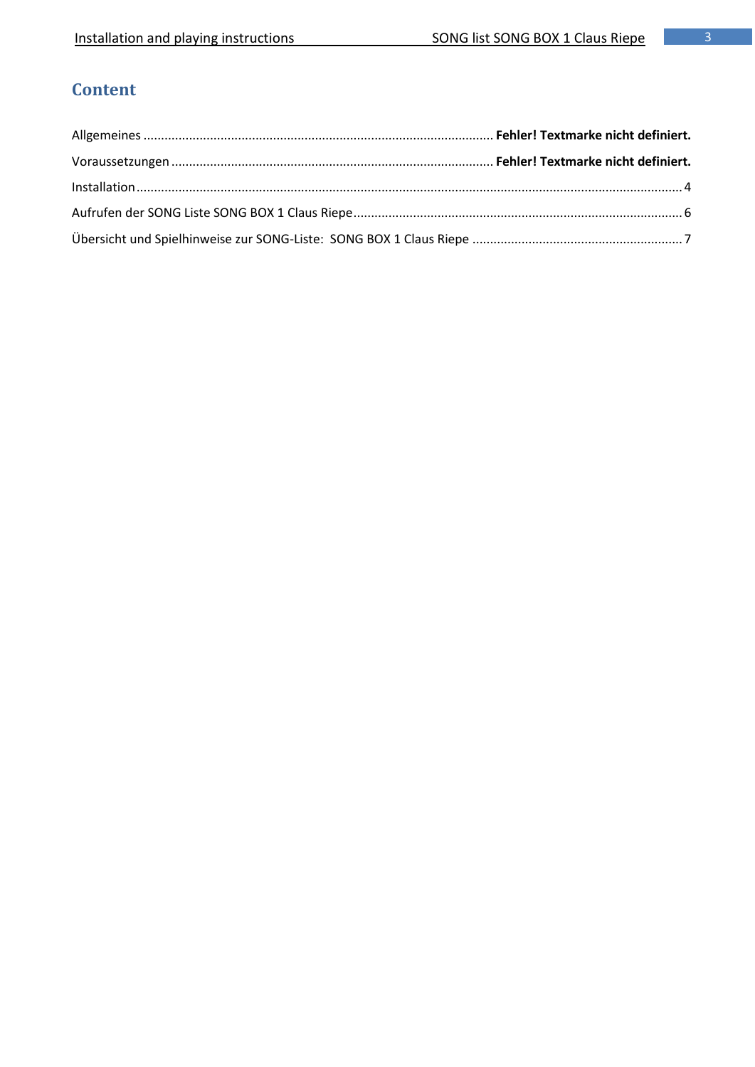# Content

Allgemeines ........................................................................................... **Fehler! Textmarke nicht definiert.**

Voraussetzungen ................................................................................... **Fehler! Textmarke nicht definiert.**

Installation ........................................................................................................................................... 4

Aufrufen der SONG Liste SONG BOX 1 Claus Riepe ............................................................................... 6

Übersicht und Spielhinweise zur SONG-Liste: SONG BOX 1 Claus Riepe .............................................. 7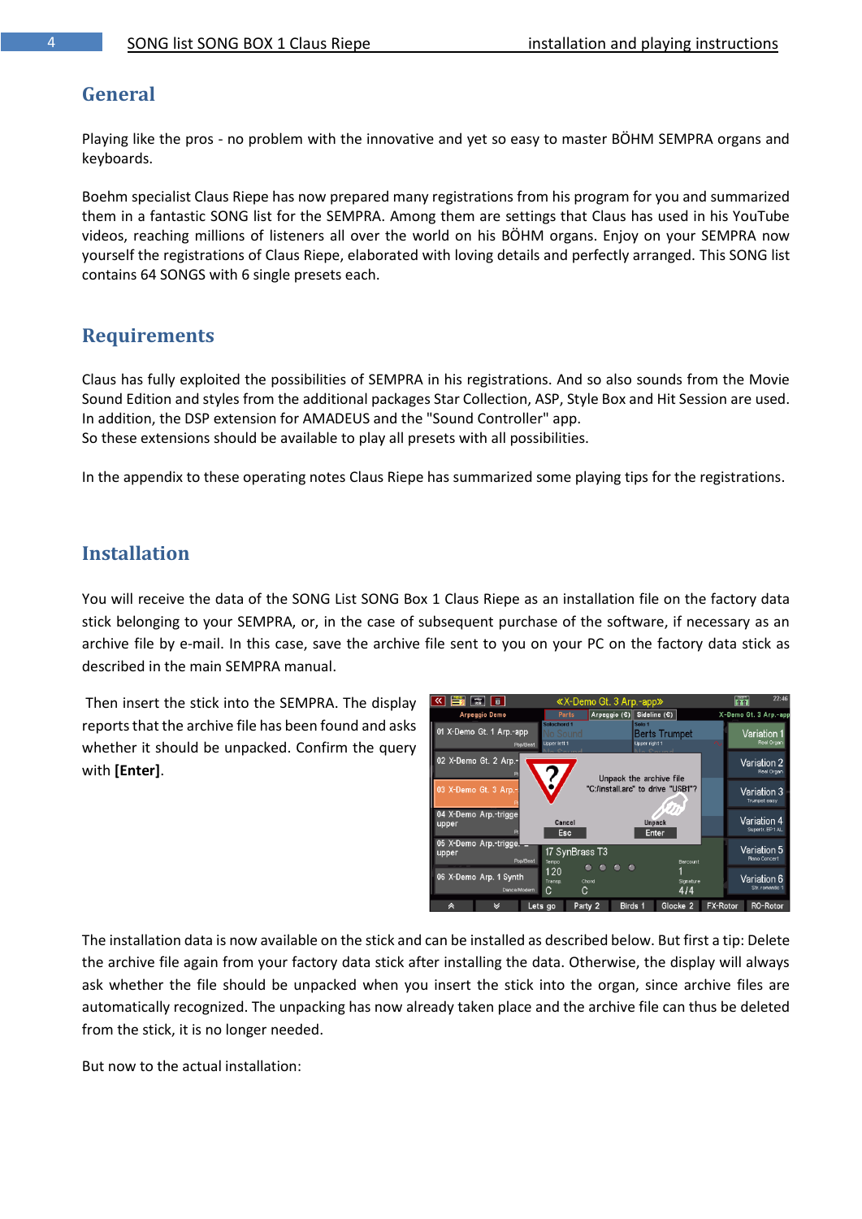## General

Playing like the pros - no problem with the innovative and yet so easy to master BÖHM SEMPRA organs and keyboards.

Boehm specialist Claus Riepe has now prepared many registrations from his program for you and summarized them in a fantastic SONG list for the SEMPRA. Among them are settings that Claus has used in his YouTube videos, reaching millions of listeners all over the world on his BÖHM organs. Enjoy on your SEMPRA now yourself the registrations of Claus Riepe, elaborated with loving details and perfectly arranged. This SONG list contains 64 SONGS with 6 single presets each.

## Requirements

Claus has fully exploited the possibilities of SEMPRA in his registrations. And so also sounds from the Movie Sound Edition and styles from the additional packages Star Collection, ASP, Style Box and Hit Session are used. In addition, the DSP extension for AMADEUS and the "Sound Controller" app.
So these extensions should be available to play all presets with all possibilities.

In the appendix to these operating notes Claus Riepe has summarized some playing tips for the registrations.

## Installation

You will receive the data of the SONG List SONG Box 1 Claus Riepe as an installation file on the factory data stick belonging to your SEMPRA, or, in the case of subsequent purchase of the software, if necessary as an archive file by e-mail. In this case, save the archive file sent to you on your PC on the factory data stick as described in the main SEMPRA manual.

Then insert the stick into the SEMPRA. The display reports that the archive file has been found and asks whether it should be unpacked. Confirm the query with **[Enter]**.

The installation data is now available on the stick and can be installed as described below. But first a tip: Delete the archive file again from your factory data stick after installing the data. Otherwise, the display will always ask whether the file should be unpacked when you insert the stick into the organ, since archive files are automatically recognized. The unpacking has now already taken place and the archive file can thus be deleted from the stick, it is no longer needed.

But now to the actual installation: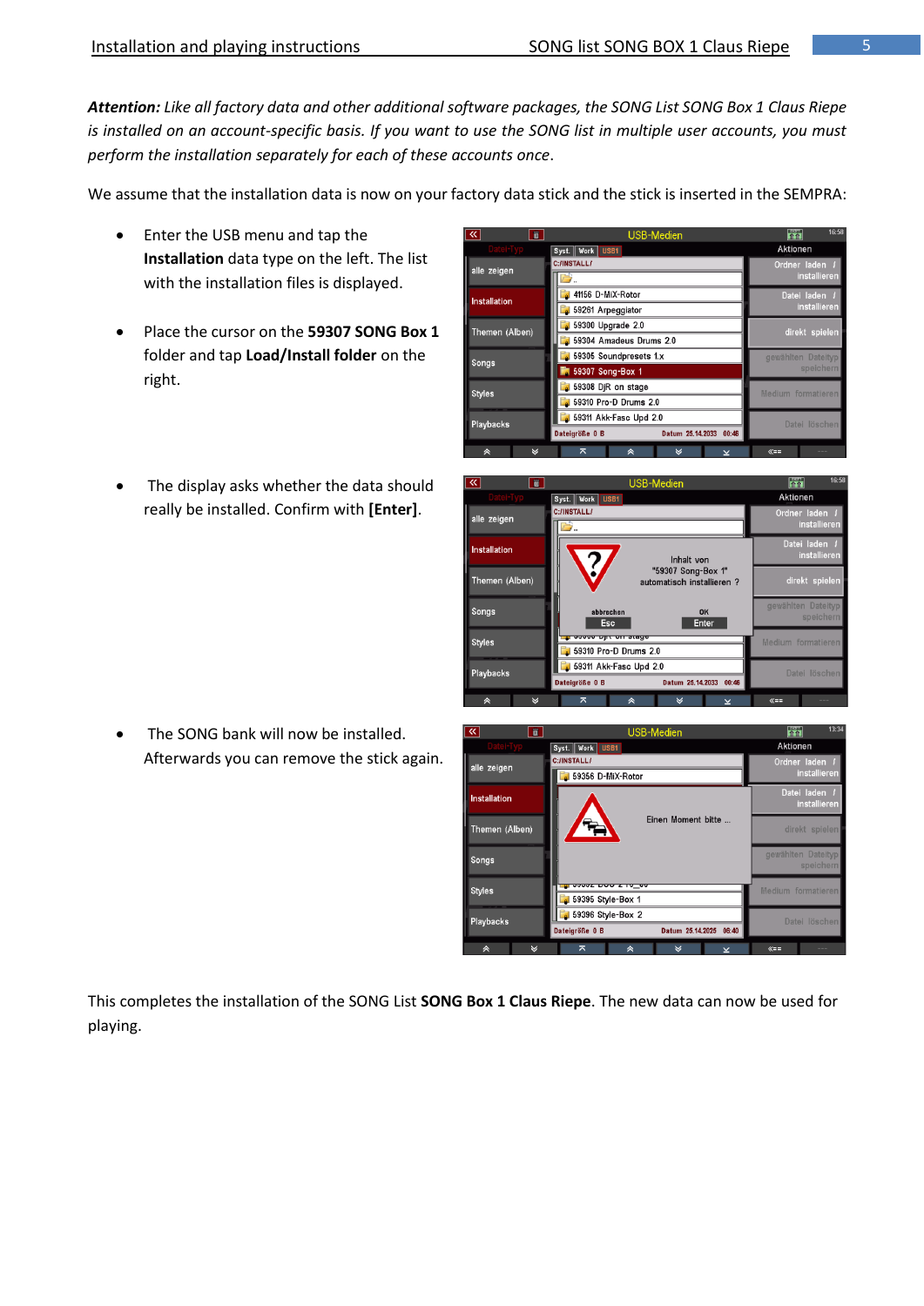***Attention:*** *Like all factory data and other additional software packages, the SONG List SONG Box 1 Claus Riepe is installed on an account-specific basis. If you want to use the SONG list in multiple user accounts, you must perform the installation separately for each of these accounts once.*

We assume that the installation data is now on your factory data stick and the stick is inserted in the SEMPRA:

- Enter the USB menu and tap the **Installation** data type on the left. The list with the installation files is displayed.
- Place the cursor on the **59307 SONG Box 1** folder and tap **Load/Install folder** on the right.
- The display asks whether the data should really be installed. Confirm with **[Enter]**.
- The SONG bank will now be installed. Afterwards you can remove the stick again.

This completes the installation of the SONG List **SONG Box 1 Claus Riepe**. The new data can now be used for playing.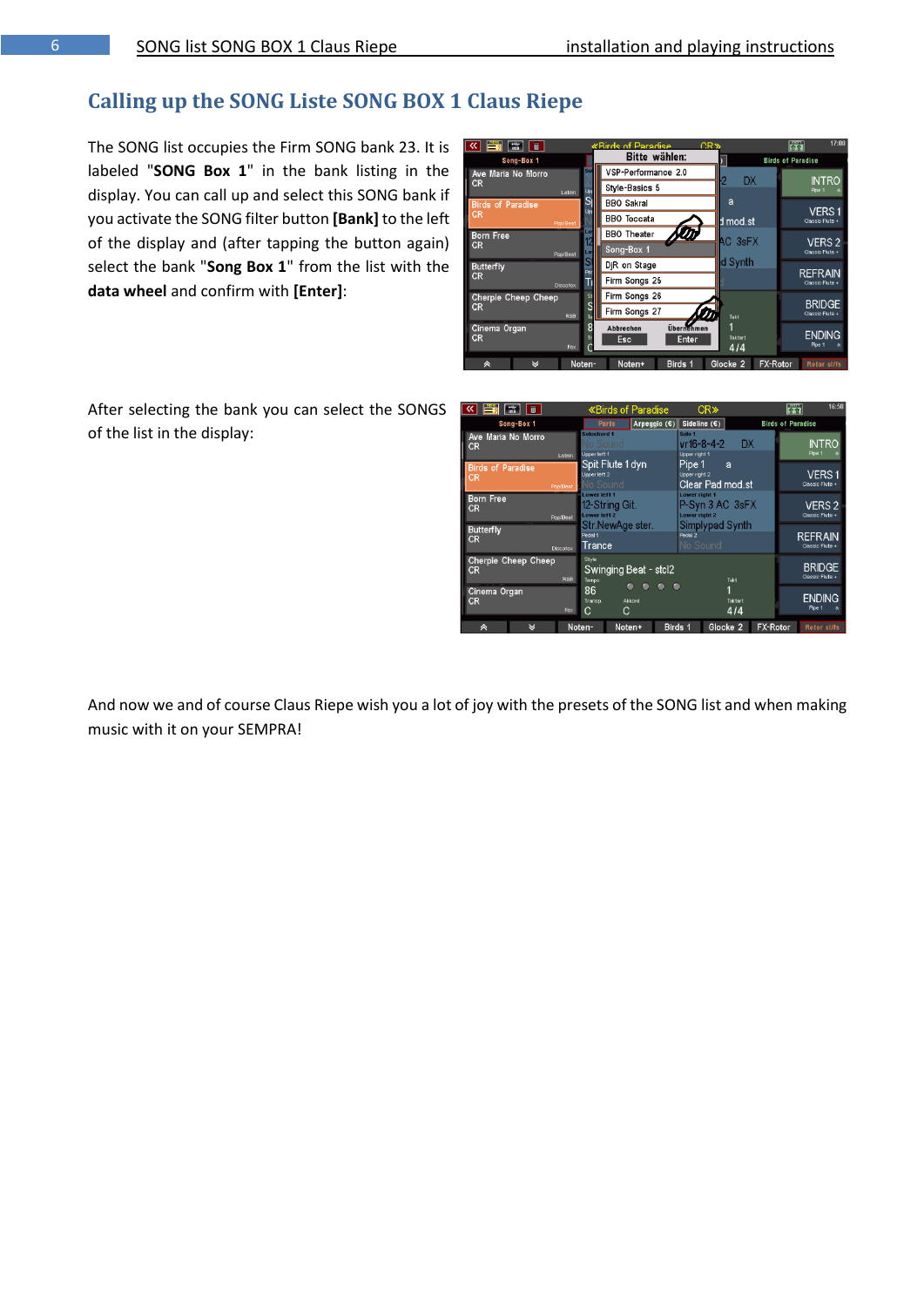## Calling up the SONG Liste SONG BOX 1 Claus Riepe

The SONG list occupies the Firm SONG bank 23. It is labeled "**SONG Box 1**" in the bank listing in the display. You can call up and select this SONG bank if you activate the SONG filter button **[Bank]** to the left of the display and (after tapping the button again) select the bank "**Song Box 1**" from the list with the **data wheel** and confirm with **[Enter]**:

After selecting the bank you can select the SONGS of the list in the display:

And now we and of course Claus Riepe wish you a lot of joy with the presets of the SONG list and when making music with it on your SEMPRA!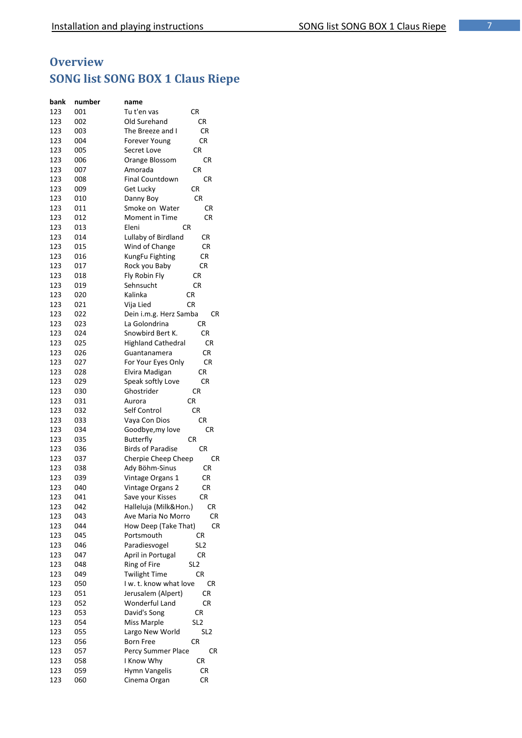# Overview

# SONG list SONG BOX 1 Claus Riepe

| bank | number | name | |
|---|---|---|---|
| 123 | 001 | Tu t'en vas | CR |
| 123 | 002 | Old Surehand | CR |
| 123 | 003 | The Breeze and I | CR |
| 123 | 004 | Forever Young | CR |
| 123 | 005 | Secret Love | CR |
| 123 | 006 | Orange Blossom | CR |
| 123 | 007 | Amorada | CR |
| 123 | 008 | Final Countdown | CR |
| 123 | 009 | Get Lucky | CR |
| 123 | 010 | Danny Boy | CR |
| 123 | 011 | Smoke on Water | CR |
| 123 | 012 | Moment in Time | CR |
| 123 | 013 | Eleni | CR |
| 123 | 014 | Lullaby of Birdland | CR |
| 123 | 015 | Wind of Change | CR |
| 123 | 016 | KungFu Fighting | CR |
| 123 | 017 | Rock you Baby | CR |
| 123 | 018 | Fly Robin Fly | CR |
| 123 | 019 | Sehnsucht | CR |
| 123 | 020 | Kalinka | CR |
| 123 | 021 | Vija Lied | CR |
| 123 | 022 | Dein i.m.g. Herz Samba | CR |
| 123 | 023 | La Golondrina | CR |
| 123 | 024 | Snowbird Bert K. | CR |
| 123 | 025 | Highland Cathedral | CR |
| 123 | 026 | Guantanamera | CR |
| 123 | 027 | For Your Eyes Only | CR |
| 123 | 028 | Elvira Madigan | CR |
| 123 | 029 | Speak softly Love | CR |
| 123 | 030 | Ghostrider | CR |
| 123 | 031 | Aurora | CR |
| 123 | 032 | Self Control | CR |
| 123 | 033 | Vaya Con Dios | CR |
| 123 | 034 | Goodbye,my love | CR |
| 123 | 035 | Butterfly | CR |
| 123 | 036 | Birds of Paradise | CR |
| 123 | 037 | Cherpie Cheep Cheep | CR |
| 123 | 038 | Ady Böhm-Sinus | CR |
| 123 | 039 | Vintage Organs 1 | CR |
| 123 | 040 | Vintage Organs 2 | CR |
| 123 | 041 | Save your Kisses | CR |
| 123 | 042 | Halleluja (Milk&Hon.) | CR |
| 123 | 043 | Ave Maria No Morro | CR |
| 123 | 044 | How Deep (Take That) | CR |
| 123 | 045 | Portsmouth | CR |
| 123 | 046 | Paradiesvogel | SL2 |
| 123 | 047 | April in Portugal | CR |
| 123 | 048 | Ring of Fire | SL2 |
| 123 | 049 | Twilight Time | CR |
| 123 | 050 | I w. t. know what love | CR |
| 123 | 051 | Jerusalem (Alpert) | CR |
| 123 | 052 | Wonderful Land | CR |
| 123 | 053 | David's Song | CR |
| 123 | 054 | Miss Marple | SL2 |
| 123 | 055 | Largo New World | SL2 |
| 123 | 056 | Born Free | CR |
| 123 | 057 | Percy Summer Place | CR |
| 123 | 058 | I Know Why | CR |
| 123 | 059 | Hymn Vangelis | CR |
| 123 | 060 | Cinema Organ | CR |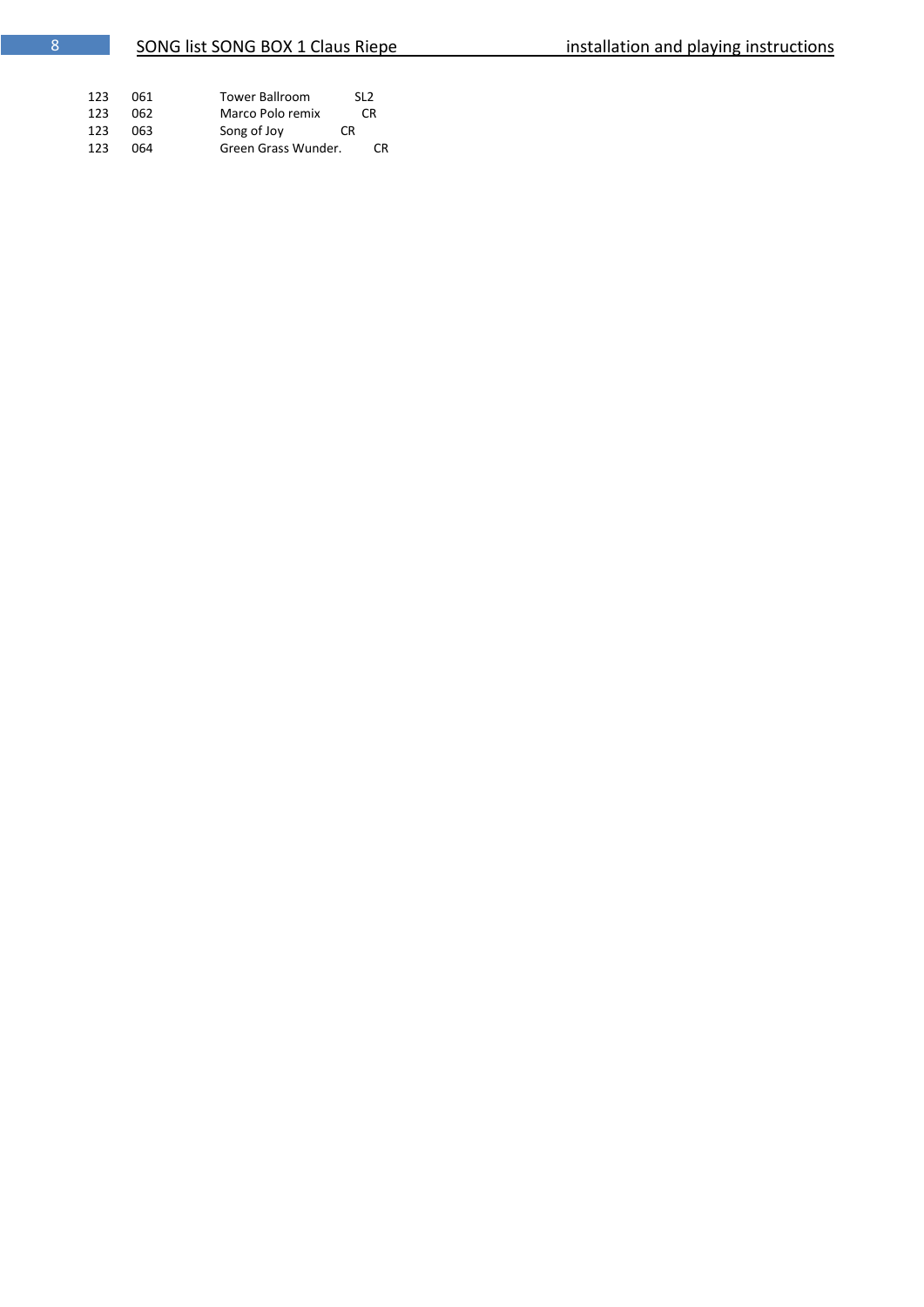| | | | |
|---|---|---|---|
| 123 | 061 | Tower Ballroom | SL2 |
| 123 | 062 | Marco Polo remix | CR |
| 123 | 063 | Song of Joy | CR |
| 123 | 064 | Green Grass Wunder. | CR |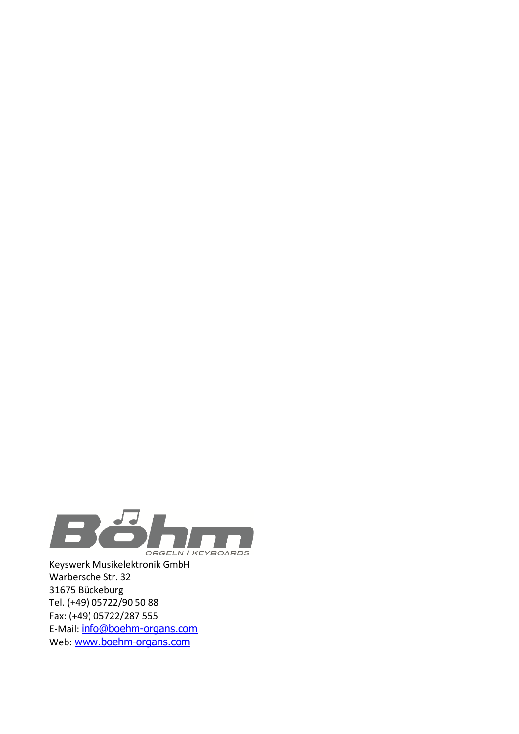Keyswerk Musikelektronik GmbH
Warbersche Str. 32
31675 Bückeburg
Tel. (+49) 05722/90 50 88
Fax: (+49) 05722/287 555
E-Mail: info@boehm-organs.com
Web: www.boehm-organs.com